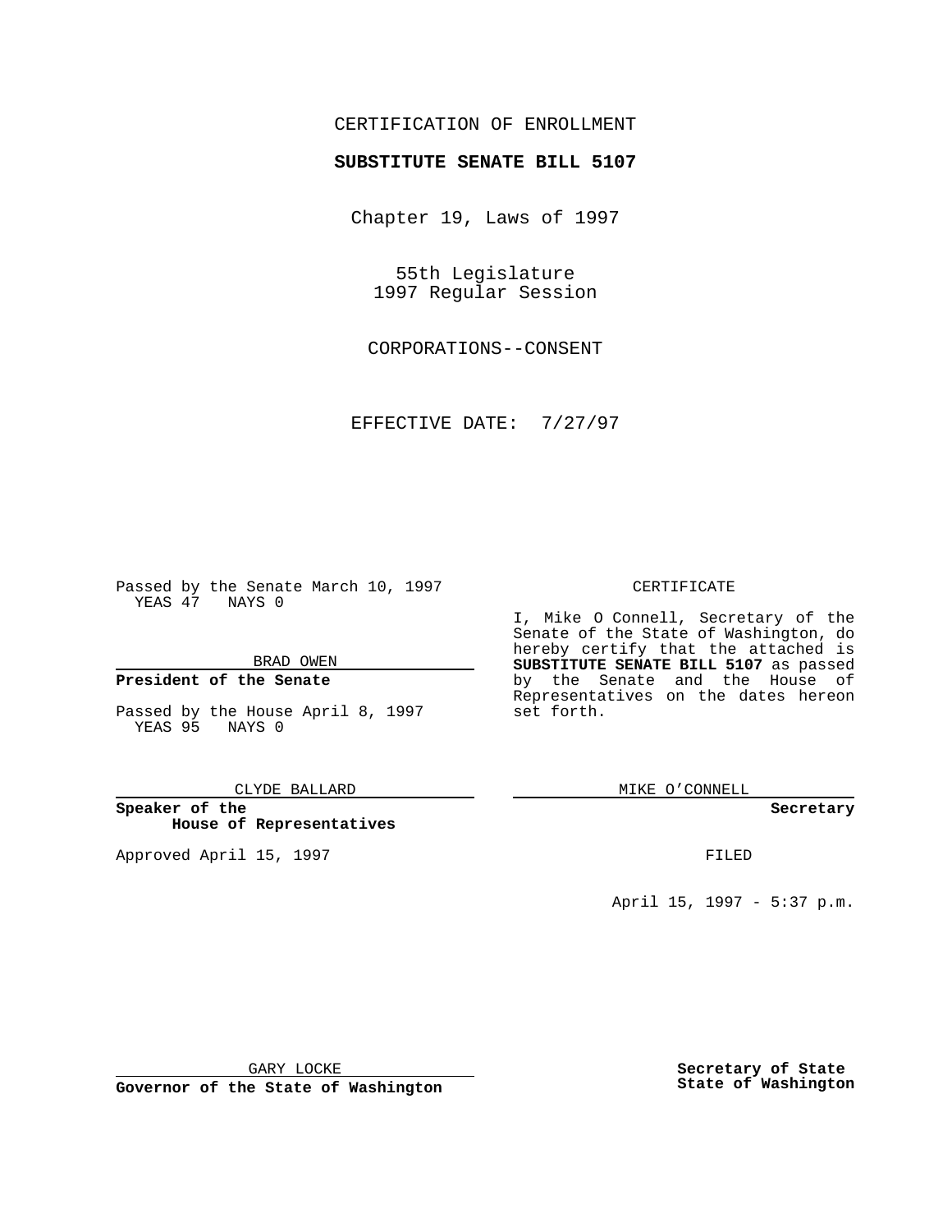CERTIFICATION OF ENROLLMENT

**SUBSTITUTE SENATE BILL 5107**

Chapter 19, Laws of 1997

55th Legislature
1997 Regular Session

CORPORATIONS--CONSENT

EFFECTIVE DATE: 7/27/97

Passed by the Senate March 10, 1997
YEAS 47 NAYS 0

BRAD OWEN

**President of the Senate**

Passed by the House April 8, 1997
YEAS 95 NAYS 0

CLYDE BALLARD

**Speaker of the House of Representatives**

Approved April 15, 1997

GARY LOCKE

**Governor of the State of Washington**

CERTIFICATE

I, Mike O Connell, Secretary of the Senate of the State of Washington, do hereby certify that the attached is **SUBSTITUTE SENATE BILL 5107** as passed by the Senate and the House of Representatives on the dates hereon set forth.

MIKE O'CONNELL

**Secretary**

FILED

April 15, 1997 - 5:37 p.m.

**Secretary of State**
**State of Washington**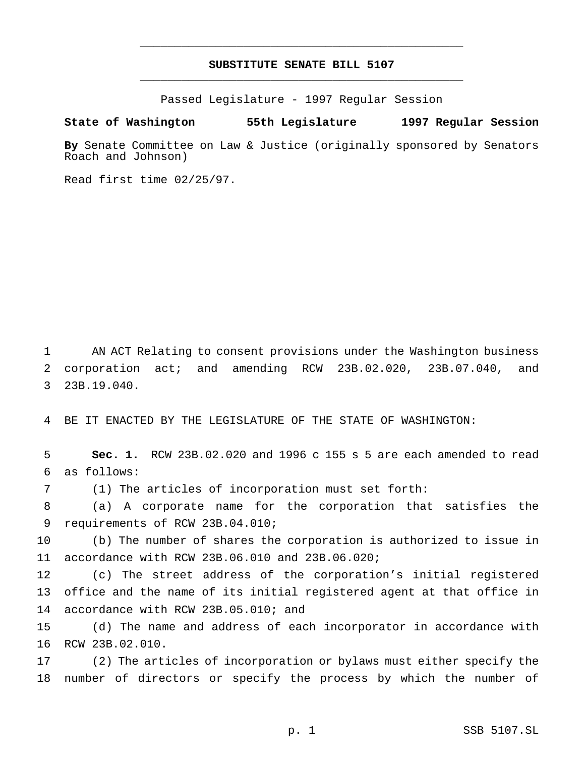# SUBSTITUTE SENATE BILL 5107

Passed Legislature - 1997 Regular Session

**State of Washington 55th Legislature 1997 Regular Session**

**By** Senate Committee on Law & Justice (originally sponsored by Senators Roach and Johnson)

Read first time 02/25/97.

1 AN ACT Relating to consent provisions under the Washington business
2 corporation act; and amending RCW 23B.02.020, 23B.07.040, and
3 23B.19.040.

4 BE IT ENACTED BY THE LEGISLATURE OF THE STATE OF WASHINGTON:

5 **Sec. 1.** RCW 23B.02.020 and 1996 c 155 s 5 are each amended to read
6 as follows:

7 (1) The articles of incorporation must set forth:

8 (a) A corporate name for the corporation that satisfies the
9 requirements of RCW 23B.04.010;

10 (b) The number of shares the corporation is authorized to issue in
11 accordance with RCW 23B.06.010 and 23B.06.020;

12 (c) The street address of the corporation's initial registered
13 office and the name of its initial registered agent at that office in
14 accordance with RCW 23B.05.010; and

15 (d) The name and address of each incorporator in accordance with
16 RCW 23B.02.010.

17 (2) The articles of incorporation or bylaws must either specify the
18 number of directors or specify the process by which the number of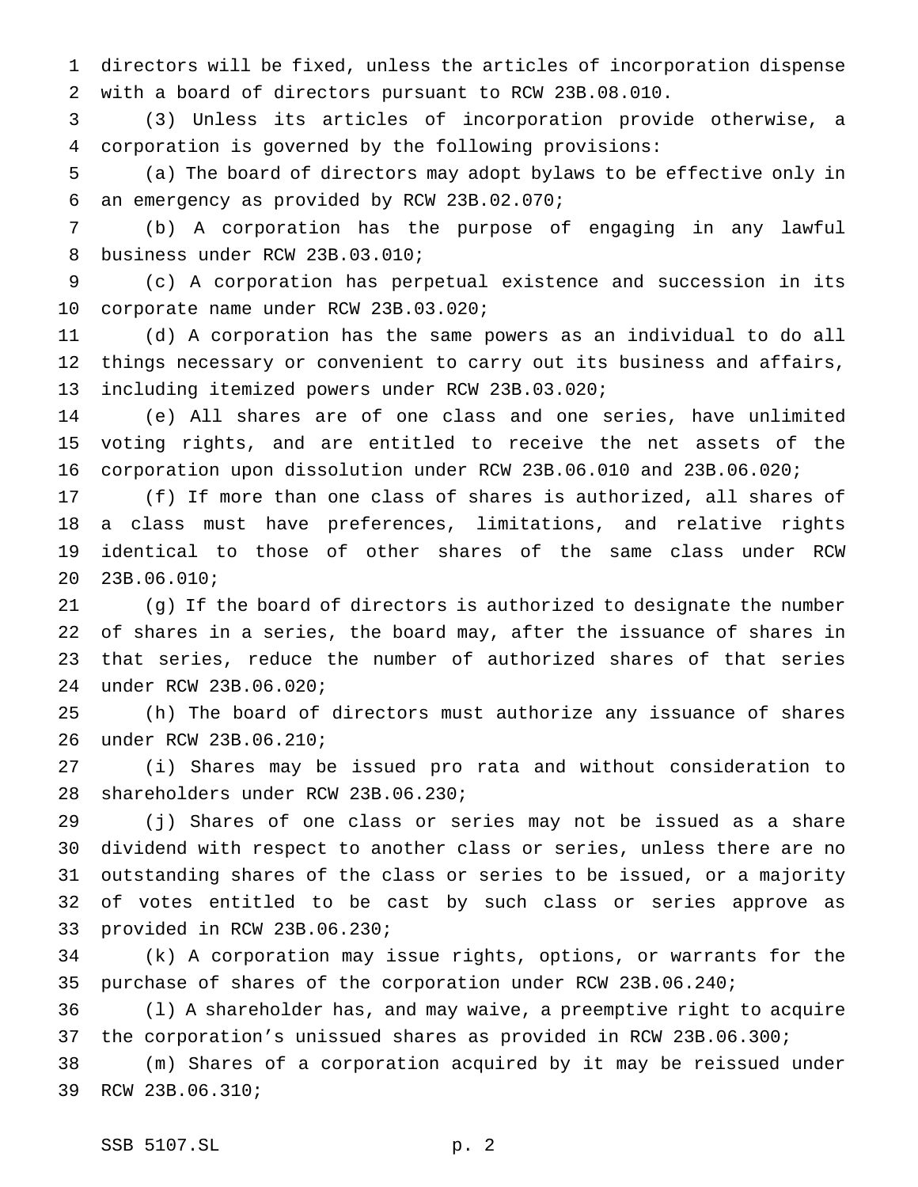directors will be fixed, unless the articles of incorporation dispense with a board of directors pursuant to RCW 23B.08.010.

(3) Unless its articles of incorporation provide otherwise, a corporation is governed by the following provisions:

(a) The board of directors may adopt bylaws to be effective only in an emergency as provided by RCW 23B.02.070;

(b) A corporation has the purpose of engaging in any lawful business under RCW 23B.03.010;

(c) A corporation has perpetual existence and succession in its corporate name under RCW 23B.03.020;

(d) A corporation has the same powers as an individual to do all things necessary or convenient to carry out its business and affairs, including itemized powers under RCW 23B.03.020;

(e) All shares are of one class and one series, have unlimited voting rights, and are entitled to receive the net assets of the corporation upon dissolution under RCW 23B.06.010 and 23B.06.020;

(f) If more than one class of shares is authorized, all shares of a class must have preferences, limitations, and relative rights identical to those of other shares of the same class under RCW 23B.06.010;

(g) If the board of directors is authorized to designate the number of shares in a series, the board may, after the issuance of shares in that series, reduce the number of authorized shares of that series under RCW 23B.06.020;

(h) The board of directors must authorize any issuance of shares under RCW 23B.06.210;

(i) Shares may be issued pro rata and without consideration to shareholders under RCW 23B.06.230;

(j) Shares of one class or series may not be issued as a share dividend with respect to another class or series, unless there are no outstanding shares of the class or series to be issued, or a majority of votes entitled to be cast by such class or series approve as provided in RCW 23B.06.230;

(k) A corporation may issue rights, options, or warrants for the purchase of shares of the corporation under RCW 23B.06.240;

(l) A shareholder has, and may waive, a preemptive right to acquire the corporation's unissued shares as provided in RCW 23B.06.300;

(m) Shares of a corporation acquired by it may be reissued under RCW 23B.06.310;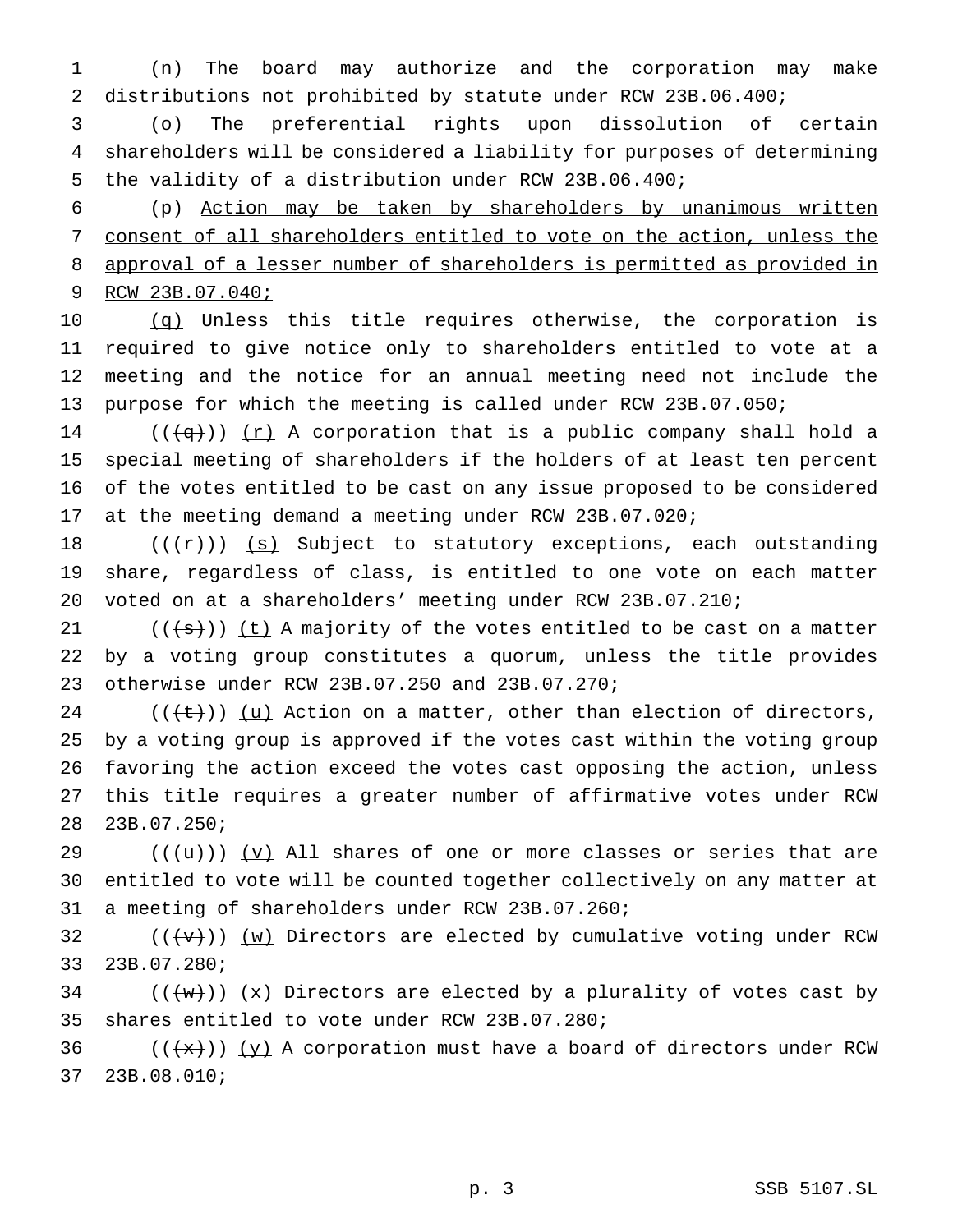(n) The board may authorize and the corporation may make distributions not prohibited by statute under RCW 23B.06.400;

(o) The preferential rights upon dissolution of certain shareholders will be considered a liability for purposes of determining the validity of a distribution under RCW 23B.06.400;

(p) Action may be taken by shareholders by unanimous written consent of all shareholders entitled to vote on the action, unless the approval of a lesser number of shareholders is permitted as provided in RCW 23B.07.040;

(q) Unless this title requires otherwise, the corporation is required to give notice only to shareholders entitled to vote at a meeting and the notice for an annual meeting need not include the purpose for which the meeting is called under RCW 23B.07.050;

(((q))) (r) A corporation that is a public company shall hold a special meeting of shareholders if the holders of at least ten percent of the votes entitled to be cast on any issue proposed to be considered at the meeting demand a meeting under RCW 23B.07.020;

(((r))) (s) Subject to statutory exceptions, each outstanding share, regardless of class, is entitled to one vote on each matter voted on at a shareholders' meeting under RCW 23B.07.210;

(((s))) (t) A majority of the votes entitled to be cast on a matter by a voting group constitutes a quorum, unless the title provides otherwise under RCW 23B.07.250 and 23B.07.270;

(((t))) (u) Action on a matter, other than election of directors, by a voting group is approved if the votes cast within the voting group favoring the action exceed the votes cast opposing the action, unless this title requires a greater number of affirmative votes under RCW 23B.07.250;

(((u))) (v) All shares of one or more classes or series that are entitled to vote will be counted together collectively on any matter at a meeting of shareholders under RCW 23B.07.260;

(((v))) (w) Directors are elected by cumulative voting under RCW 23B.07.280;

(((w))) (x) Directors are elected by a plurality of votes cast by shares entitled to vote under RCW 23B.07.280;

(((x))) (y) A corporation must have a board of directors under RCW 23B.08.010;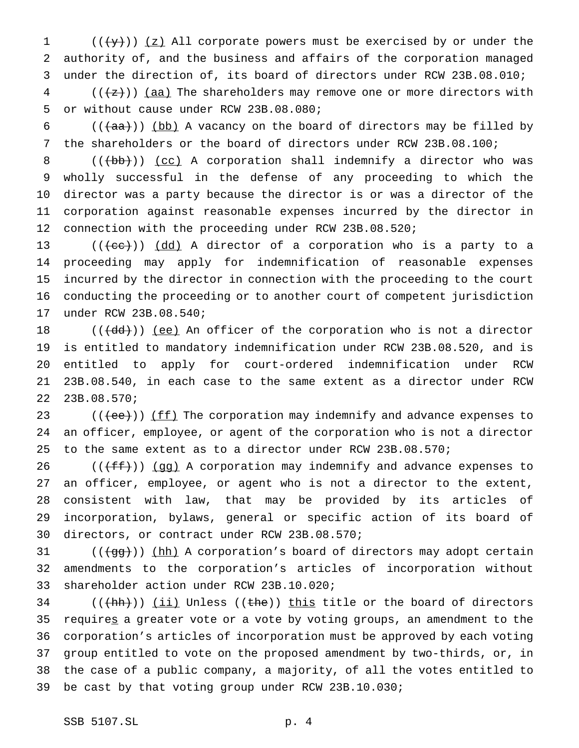(((y))) (z) All corporate powers must be exercised by or under the authority of, and the business and affairs of the corporation managed under the direction of, its board of directors under RCW 23B.08.010;

(((z))) (aa) The shareholders may remove one or more directors with or without cause under RCW 23B.08.080;

(((aa))) (bb) A vacancy on the board of directors may be filled by the shareholders or the board of directors under RCW 23B.08.100;

(((bb))) (cc) A corporation shall indemnify a director who was wholly successful in the defense of any proceeding to which the director was a party because the director is or was a director of the corporation against reasonable expenses incurred by the director in connection with the proceeding under RCW 23B.08.520;

(((cc))) (dd) A director of a corporation who is a party to a proceeding may apply for indemnification of reasonable expenses incurred by the director in connection with the proceeding to the court conducting the proceeding or to another court of competent jurisdiction under RCW 23B.08.540;

(((dd))) (ee) An officer of the corporation who is not a director is entitled to mandatory indemnification under RCW 23B.08.520, and is entitled to apply for court-ordered indemnification under RCW 23B.08.540, in each case to the same extent as a director under RCW 23B.08.570;

(((ee))) (ff) The corporation may indemnify and advance expenses to an officer, employee, or agent of the corporation who is not a director to the same extent as to a director under RCW 23B.08.570;

(((ff))) (gg) A corporation may indemnify and advance expenses to an officer, employee, or agent who is not a director to the extent, consistent with law, that may be provided by its articles of incorporation, bylaws, general or specific action of its board of directors, or contract under RCW 23B.08.570;

(((gg))) (hh) A corporation's board of directors may adopt certain amendments to the corporation's articles of incorporation without shareholder action under RCW 23B.10.020;

(((hh))) (ii) Unless ((the)) this title or the board of directors requires a greater vote or a vote by voting groups, an amendment to the corporation's articles of incorporation must be approved by each voting group entitled to vote on the proposed amendment by two-thirds, or, in the case of a public company, a majority, of all the votes entitled to be cast by that voting group under RCW 23B.10.030;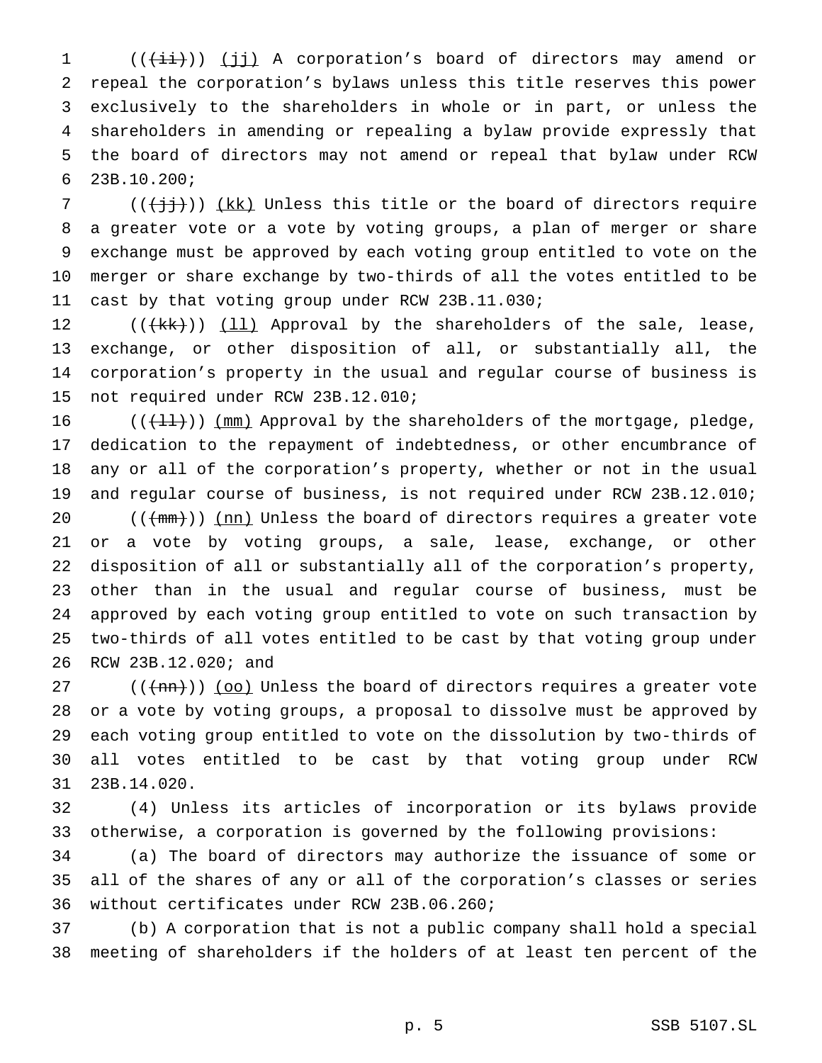((~~(ii)~~)) (jj) A corporation's board of directors may amend or repeal the corporation's bylaws unless this title reserves this power exclusively to the shareholders in whole or in part, or unless the shareholders in amending or repealing a bylaw provide expressly that the board of directors may not amend or repeal that bylaw under RCW 23B.10.200;

((~~(jj)~~)) (kk) Unless this title or the board of directors require a greater vote or a vote by voting groups, a plan of merger or share exchange must be approved by each voting group entitled to vote on the merger or share exchange by two-thirds of all the votes entitled to be cast by that voting group under RCW 23B.11.030;

((~~(kk)~~)) (ll) Approval by the shareholders of the sale, lease, exchange, or other disposition of all, or substantially all, the corporation's property in the usual and regular course of business is not required under RCW 23B.12.010;

((~~(ll)~~)) (mm) Approval by the shareholders of the mortgage, pledge, dedication to the repayment of indebtedness, or other encumbrance of any or all of the corporation's property, whether or not in the usual and regular course of business, is not required under RCW 23B.12.010;

((~~(mm)~~)) (nn) Unless the board of directors requires a greater vote or a vote by voting groups, a sale, lease, exchange, or other disposition of all or substantially all of the corporation's property, other than in the usual and regular course of business, must be approved by each voting group entitled to vote on such transaction by two-thirds of all votes entitled to be cast by that voting group under RCW 23B.12.020; and

((~~(nn)~~)) (oo) Unless the board of directors requires a greater vote or a vote by voting groups, a proposal to dissolve must be approved by each voting group entitled to vote on the dissolution by two-thirds of all votes entitled to be cast by that voting group under RCW 23B.14.020.

(4) Unless its articles of incorporation or its bylaws provide otherwise, a corporation is governed by the following provisions:

(a) The board of directors may authorize the issuance of some or all of the shares of any or all of the corporation's classes or series without certificates under RCW 23B.06.260;

(b) A corporation that is not a public company shall hold a special meeting of shareholders if the holders of at least ten percent of the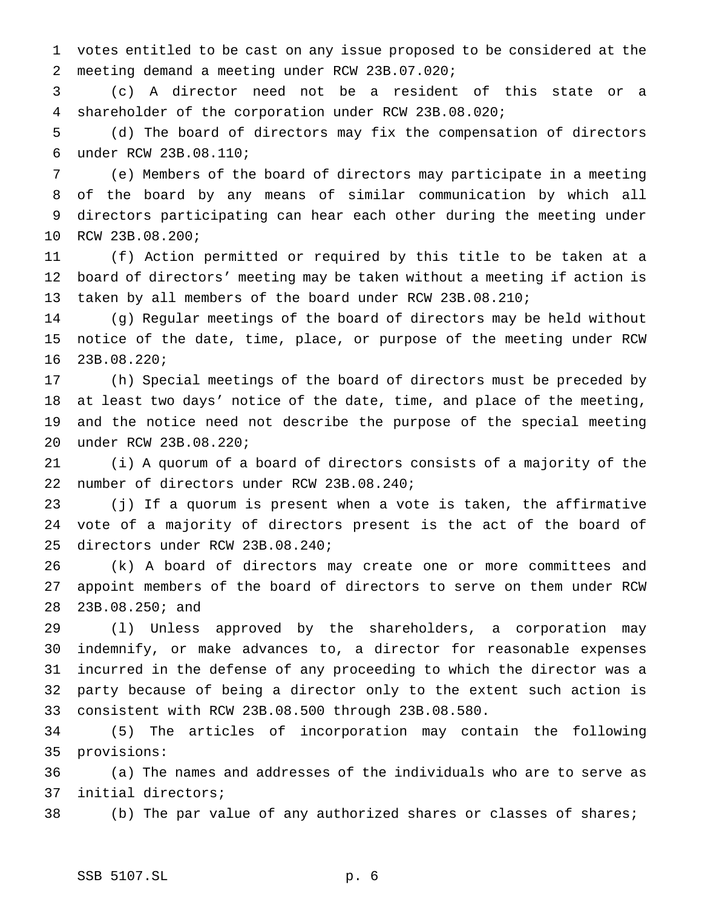votes entitled to be cast on any issue proposed to be considered at the meeting demand a meeting under RCW 23B.07.020;

(c) A director need not be a resident of this state or a shareholder of the corporation under RCW 23B.08.020;

(d) The board of directors may fix the compensation of directors under RCW 23B.08.110;

(e) Members of the board of directors may participate in a meeting of the board by any means of similar communication by which all directors participating can hear each other during the meeting under RCW 23B.08.200;

(f) Action permitted or required by this title to be taken at a board of directors' meeting may be taken without a meeting if action is taken by all members of the board under RCW 23B.08.210;

(g) Regular meetings of the board of directors may be held without notice of the date, time, place, or purpose of the meeting under RCW 23B.08.220;

(h) Special meetings of the board of directors must be preceded by at least two days' notice of the date, time, and place of the meeting, and the notice need not describe the purpose of the special meeting under RCW 23B.08.220;

(i) A quorum of a board of directors consists of a majority of the number of directors under RCW 23B.08.240;

(j) If a quorum is present when a vote is taken, the affirmative vote of a majority of directors present is the act of the board of directors under RCW 23B.08.240;

(k) A board of directors may create one or more committees and appoint members of the board of directors to serve on them under RCW 23B.08.250; and

(l) Unless approved by the shareholders, a corporation may indemnify, or make advances to, a director for reasonable expenses incurred in the defense of any proceeding to which the director was a party because of being a director only to the extent such action is consistent with RCW 23B.08.500 through 23B.08.580.

(5) The articles of incorporation may contain the following provisions:

(a) The names and addresses of the individuals who are to serve as initial directors;

(b) The par value of any authorized shares or classes of shares;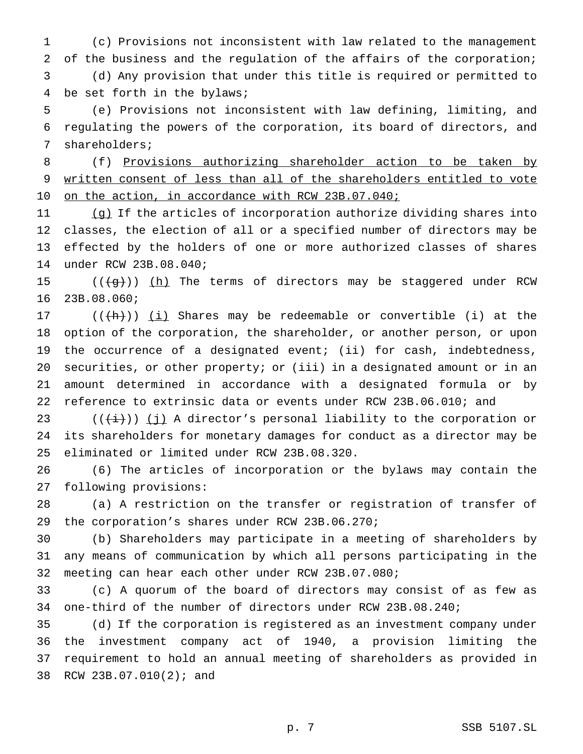(c) Provisions not inconsistent with law related to the management of the business and the regulation of the affairs of the corporation;

(d) Any provision that under this title is required or permitted to be set forth in the bylaws;

(e) Provisions not inconsistent with law defining, limiting, and regulating the powers of the corporation, its board of directors, and shareholders;

(f) <u>Provisions authorizing shareholder action to be taken by written consent of less than all of the shareholders entitled to vote on the action, in accordance with RCW 23B.07.040;</u>

<u>(g)</u> If the articles of incorporation authorize dividing shares into classes, the election of all or a specified number of directors may be effected by the holders of one or more authorized classes of shares under RCW 23B.08.040;

((~~(g)~~)) <u>(h)</u> The terms of directors may be staggered under RCW 23B.08.060;

((~~(h)~~)) <u>(i)</u> Shares may be redeemable or convertible (i) at the option of the corporation, the shareholder, or another person, or upon the occurrence of a designated event; (ii) for cash, indebtedness, securities, or other property; or (iii) in a designated amount or in an amount determined in accordance with a designated formula or by reference to extrinsic data or events under RCW 23B.06.010; and

((~~(i)~~)) <u>(j)</u> A director's personal liability to the corporation or its shareholders for monetary damages for conduct as a director may be eliminated or limited under RCW 23B.08.320.

(6) The articles of incorporation or the bylaws may contain the following provisions:

(a) A restriction on the transfer or registration of transfer of the corporation's shares under RCW 23B.06.270;

(b) Shareholders may participate in a meeting of shareholders by any means of communication by which all persons participating in the meeting can hear each other under RCW 23B.07.080;

(c) A quorum of the board of directors may consist of as few as one-third of the number of directors under RCW 23B.08.240;

(d) If the corporation is registered as an investment company under the investment company act of 1940, a provision limiting the requirement to hold an annual meeting of shareholders as provided in RCW 23B.07.010(2); and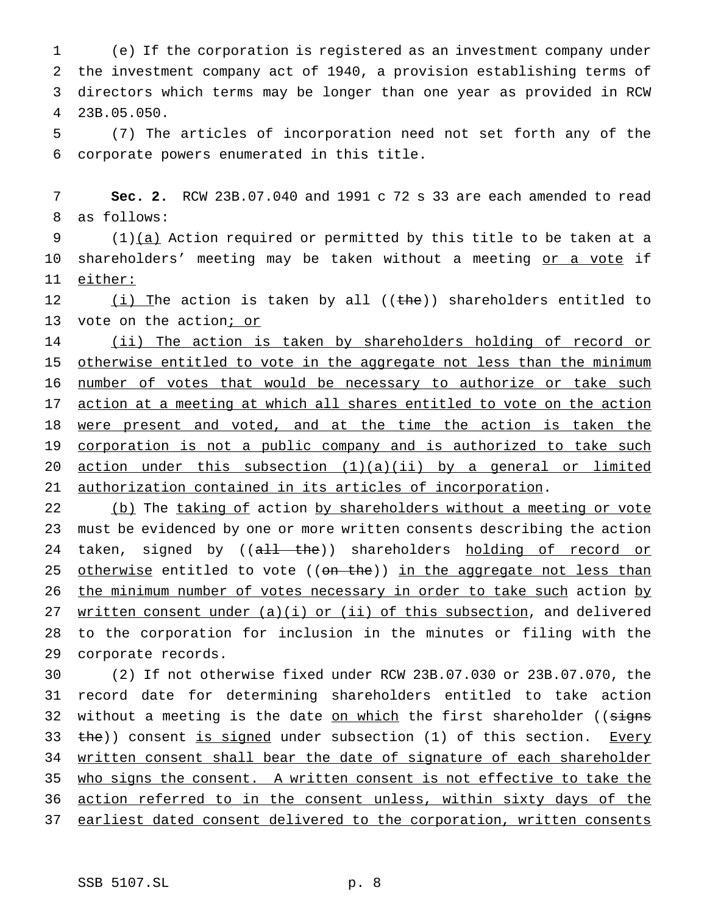(e) If the corporation is registered as an investment company under the investment company act of 1940, a provision establishing terms of directors which terms may be longer than one year as provided in RCW 23B.05.050.

(7) The articles of incorporation need not set forth any of the corporate powers enumerated in this title.

**Sec. 2.** RCW 23B.07.040 and 1991 c 72 s 33 are each amended to read as follows:

(1)(a) Action required or permitted by this title to be taken at a shareholders' meeting may be taken without a meeting or a vote if either:

(i) The action is taken by all ((the)) shareholders entitled to vote on the action; or

(ii) The action is taken by shareholders holding of record or otherwise entitled to vote in the aggregate not less than the minimum number of votes that would be necessary to authorize or take such action at a meeting at which all shares entitled to vote on the action were present and voted, and at the time the action is taken the corporation is not a public company and is authorized to take such action under this subsection (1)(a)(ii) by a general or limited authorization contained in its articles of incorporation.

(b) The taking of action by shareholders without a meeting or vote must be evidenced by one or more written consents describing the action taken, signed by ((all the)) shareholders holding of record or otherwise entitled to vote ((on the)) in the aggregate not less than the minimum number of votes necessary in order to take such action by written consent under (a)(i) or (ii) of this subsection, and delivered to the corporation for inclusion in the minutes or filing with the corporate records.

(2) If not otherwise fixed under RCW 23B.07.030 or 23B.07.070, the record date for determining shareholders entitled to take action without a meeting is the date on which the first shareholder ((signs the)) consent is signed under subsection (1) of this section. Every written consent shall bear the date of signature of each shareholder who signs the consent. A written consent is not effective to take the action referred to in the consent unless, within sixty days of the earliest dated consent delivered to the corporation, written consents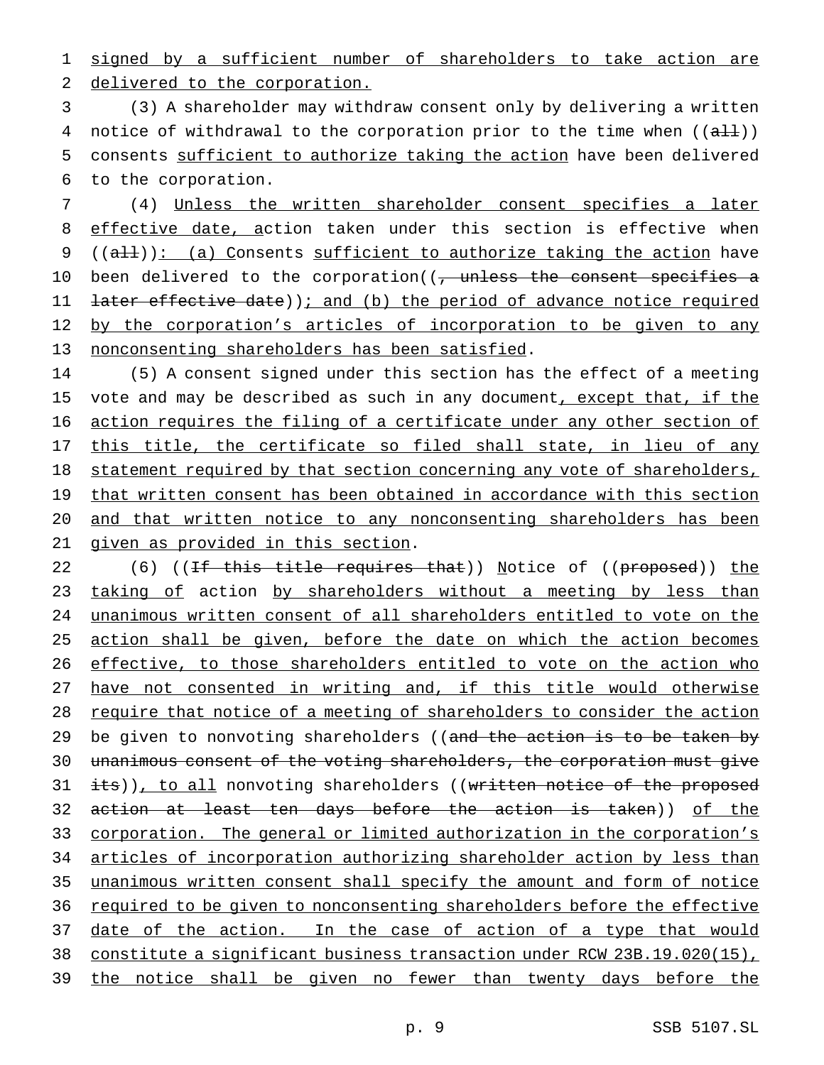signed by a sufficient number of shareholders to take action are delivered to the corporation.

(3) A shareholder may withdraw consent only by delivering a written notice of withdrawal to the corporation prior to the time when ((all)) consents sufficient to authorize taking the action have been delivered to the corporation.

(4) Unless the written shareholder consent specifies a later effective date, action taken under this section is effective when ((all)): (a) Consents sufficient to authorize taking the action have been delivered to the corporation((, unless the consent specifies a later effective date)); and (b) the period of advance notice required by the corporation's articles of incorporation to be given to any nonconsenting shareholders has been satisfied.

(5) A consent signed under this section has the effect of a meeting vote and may be described as such in any document, except that, if the action requires the filing of a certificate under any other section of this title, the certificate so filed shall state, in lieu of any statement required by that section concerning any vote of shareholders, that written consent has been obtained in accordance with this section and that written notice to any nonconsenting shareholders has been given as provided in this section.

(6) ((If this title requires that)) Notice of ((proposed)) the taking of action by shareholders without a meeting by less than unanimous written consent of all shareholders entitled to vote on the action shall be given, before the date on which the action becomes effective, to those shareholders entitled to vote on the action who have not consented in writing and, if this title would otherwise require that notice of a meeting of shareholders to consider the action be given to nonvoting shareholders ((and the action is to be taken by unanimous consent of the voting shareholders, the corporation must give its)), to all nonvoting shareholders ((written notice of the proposed action at least ten days before the action is taken)) of the corporation. The general or limited authorization in the corporation's articles of incorporation authorizing shareholder action by less than unanimous written consent shall specify the amount and form of notice required to be given to nonconsenting shareholders before the effective date of the action. In the case of action of a type that would constitute a significant business transaction under RCW 23B.19.020(15), the notice shall be given no fewer than twenty days before the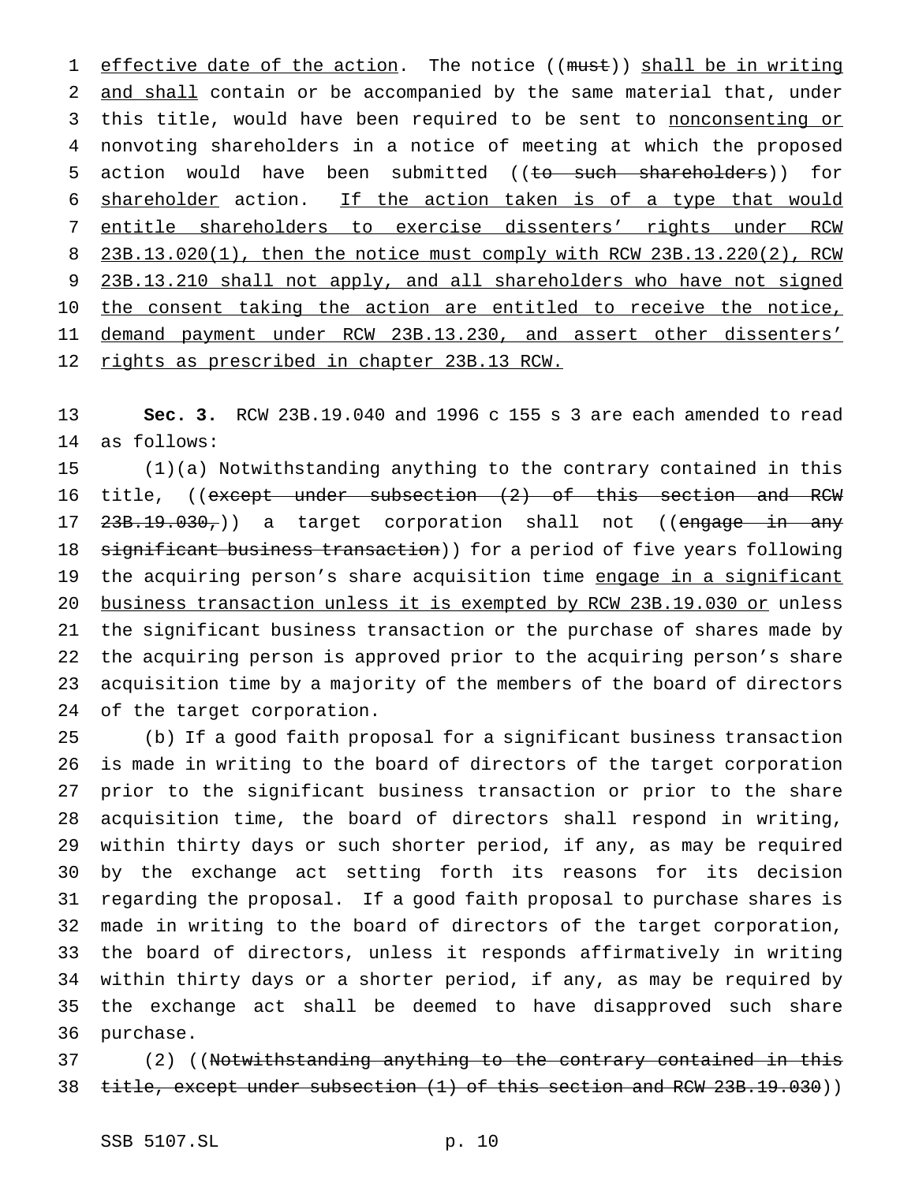effective date of the action. The notice ((~~must~~)) shall be in writing and shall contain or be accompanied by the same material that, under this title, would have been required to be sent to nonconsenting or nonvoting shareholders in a notice of meeting at which the proposed action would have been submitted ((~~to such shareholders~~)) for shareholder action. If the action taken is of a type that would entitle shareholders to exercise dissenters' rights under RCW 23B.13.020(1), then the notice must comply with RCW 23B.13.220(2), RCW 23B.13.210 shall not apply, and all shareholders who have not signed the consent taking the action are entitled to receive the notice, demand payment under RCW 23B.13.230, and assert other dissenters' rights as prescribed in chapter 23B.13 RCW.

**Sec. 3.** RCW 23B.19.040 and 1996 c 155 s 3 are each amended to read as follows:

(1)(a) Notwithstanding anything to the contrary contained in this title, ((~~except under subsection (2) of this section and RCW 23B.19.030,~~)) a target corporation shall not ((~~engage in any significant business transaction~~)) for a period of five years following the acquiring person's share acquisition time engage in a significant business transaction unless it is exempted by RCW 23B.19.030 or unless the significant business transaction or the purchase of shares made by the acquiring person is approved prior to the acquiring person's share acquisition time by a majority of the members of the board of directors of the target corporation.

(b) If a good faith proposal for a significant business transaction is made in writing to the board of directors of the target corporation prior to the significant business transaction or prior to the share acquisition time, the board of directors shall respond in writing, within thirty days or such shorter period, if any, as may be required by the exchange act setting forth its reasons for its decision regarding the proposal. If a good faith proposal to purchase shares is made in writing to the board of directors of the target corporation, the board of directors, unless it responds affirmatively in writing within thirty days or a shorter period, if any, as may be required by the exchange act shall be deemed to have disapproved such share purchase.

(2) ((~~Notwithstanding anything to the contrary contained in this title, except under subsection (1) of this section and RCW 23B.19.030~~))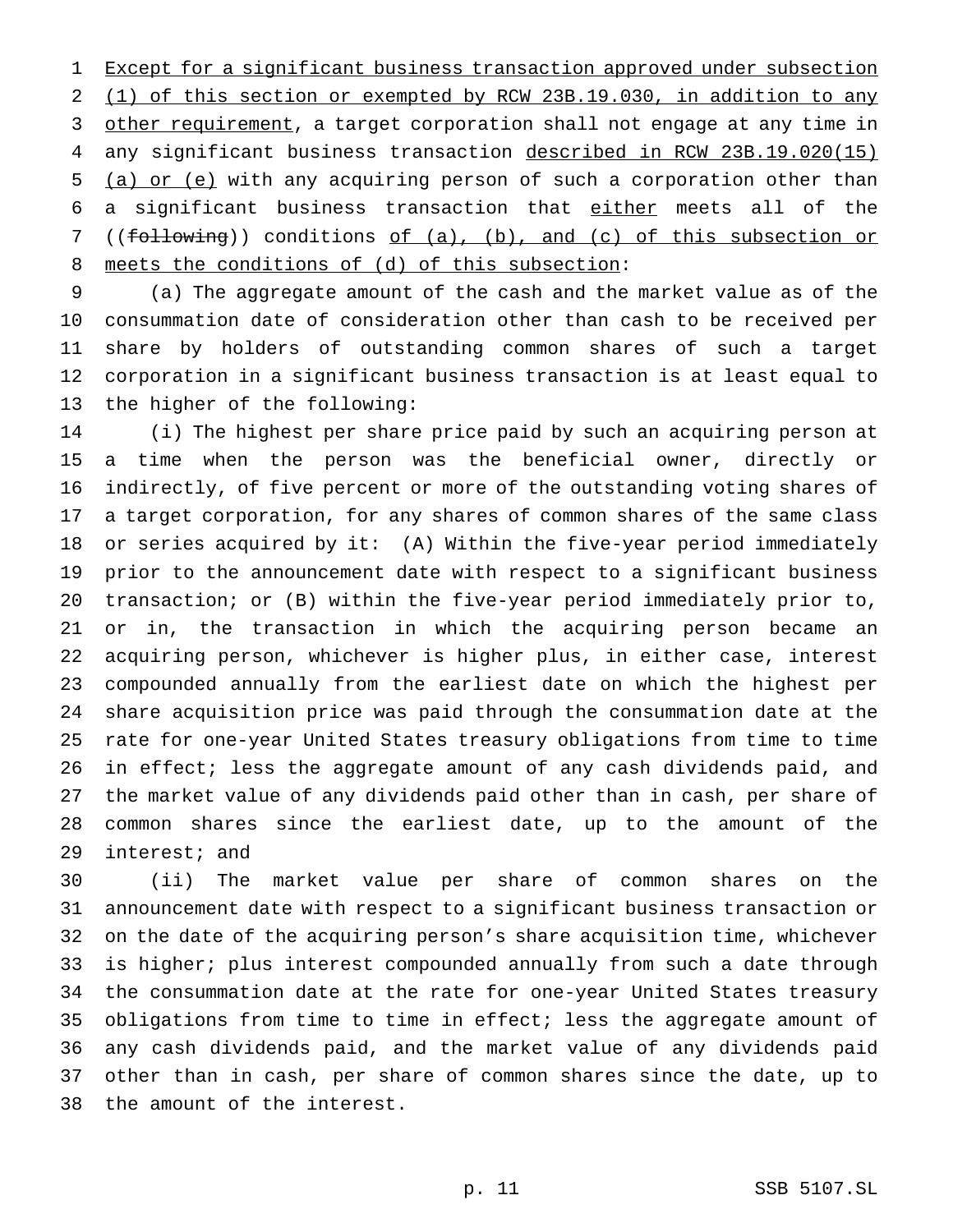Except for a significant business transaction approved under subsection (1) of this section or exempted by RCW 23B.19.030, in addition to any other requirement, a target corporation shall not engage at any time in any significant business transaction described in RCW 23B.19.020(15) (a) or (e) with any acquiring person of such a corporation other than a significant business transaction that either meets all of the ((~~following~~)) conditions of (a), (b), and (c) of this subsection or meets the conditions of (d) of this subsection:

(a) The aggregate amount of the cash and the market value as of the consummation date of consideration other than cash to be received per share by holders of outstanding common shares of such a target corporation in a significant business transaction is at least equal to the higher of the following:

(i) The highest per share price paid by such an acquiring person at a time when the person was the beneficial owner, directly or indirectly, of five percent or more of the outstanding voting shares of a target corporation, for any shares of common shares of the same class or series acquired by it: (A) Within the five-year period immediately prior to the announcement date with respect to a significant business transaction; or (B) within the five-year period immediately prior to, or in, the transaction in which the acquiring person became an acquiring person, whichever is higher plus, in either case, interest compounded annually from the earliest date on which the highest per share acquisition price was paid through the consummation date at the rate for one-year United States treasury obligations from time to time in effect; less the aggregate amount of any cash dividends paid, and the market value of any dividends paid other than in cash, per share of common shares since the earliest date, up to the amount of the interest; and

(ii) The market value per share of common shares on the announcement date with respect to a significant business transaction or on the date of the acquiring person's share acquisition time, whichever is higher; plus interest compounded annually from such a date through the consummation date at the rate for one-year United States treasury obligations from time to time in effect; less the aggregate amount of any cash dividends paid, and the market value of any dividends paid other than in cash, per share of common shares since the date, up to the amount of the interest.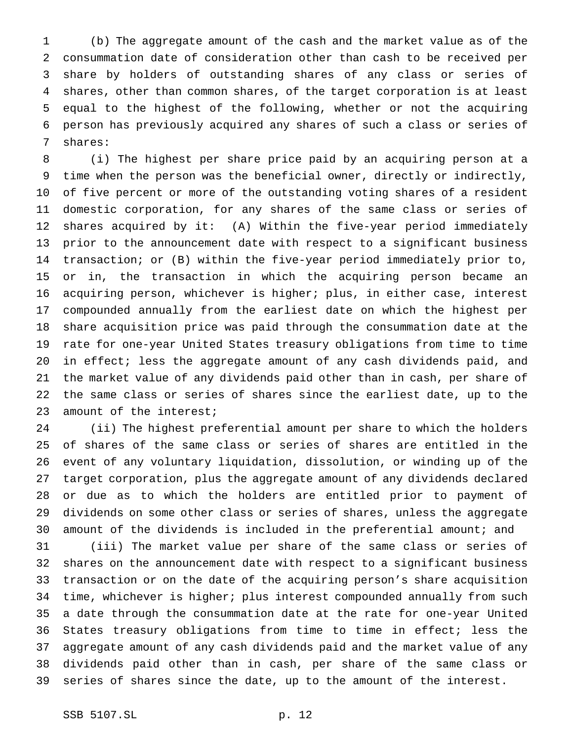(b) The aggregate amount of the cash and the market value as of the consummation date of consideration other than cash to be received per share by holders of outstanding shares of any class or series of shares, other than common shares, of the target corporation is at least equal to the highest of the following, whether or not the acquiring person has previously acquired any shares of such a class or series of shares:

(i) The highest per share price paid by an acquiring person at a time when the person was the beneficial owner, directly or indirectly, of five percent or more of the outstanding voting shares of a resident domestic corporation, for any shares of the same class or series of shares acquired by it: (A) Within the five-year period immediately prior to the announcement date with respect to a significant business transaction; or (B) within the five-year period immediately prior to, or in, the transaction in which the acquiring person became an acquiring person, whichever is higher; plus, in either case, interest compounded annually from the earliest date on which the highest per share acquisition price was paid through the consummation date at the rate for one-year United States treasury obligations from time to time in effect; less the aggregate amount of any cash dividends paid, and the market value of any dividends paid other than in cash, per share of the same class or series of shares since the earliest date, up to the amount of the interest;

(ii) The highest preferential amount per share to which the holders of shares of the same class or series of shares are entitled in the event of any voluntary liquidation, dissolution, or winding up of the target corporation, plus the aggregate amount of any dividends declared or due as to which the holders are entitled prior to payment of dividends on some other class or series of shares, unless the aggregate amount of the dividends is included in the preferential amount; and

(iii) The market value per share of the same class or series of shares on the announcement date with respect to a significant business transaction or on the date of the acquiring person's share acquisition time, whichever is higher; plus interest compounded annually from such a date through the consummation date at the rate for one-year United States treasury obligations from time to time in effect; less the aggregate amount of any cash dividends paid and the market value of any dividends paid other than in cash, per share of the same class or series of shares since the date, up to the amount of the interest.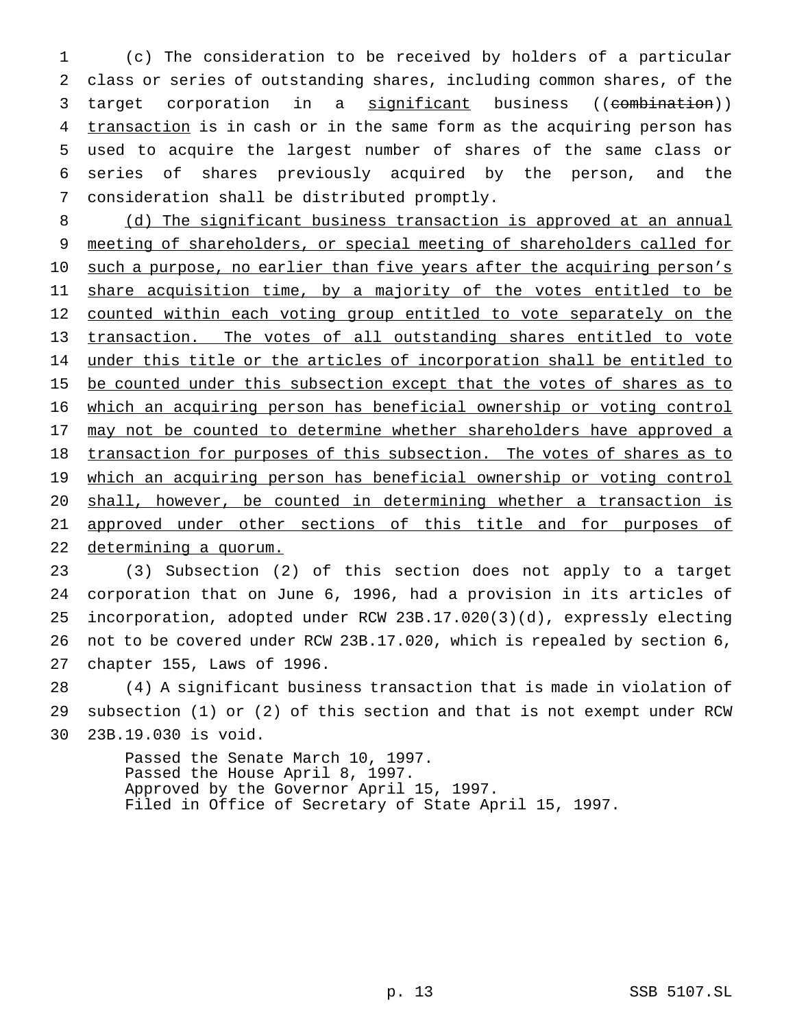(c) The consideration to be received by holders of a particular class or series of outstanding shares, including common shares, of the target corporation in a significant business ((~~combination~~)) transaction is in cash or in the same form as the acquiring person has used to acquire the largest number of shares of the same class or series of shares previously acquired by the person, and the consideration shall be distributed promptly.

(d) The significant business transaction is approved at an annual meeting of shareholders, or special meeting of shareholders called for such a purpose, no earlier than five years after the acquiring person's share acquisition time, by a majority of the votes entitled to be counted within each voting group entitled to vote separately on the transaction. The votes of all outstanding shares entitled to vote under this title or the articles of incorporation shall be entitled to be counted under this subsection except that the votes of shares as to which an acquiring person has beneficial ownership or voting control may not be counted to determine whether shareholders have approved a transaction for purposes of this subsection. The votes of shares as to which an acquiring person has beneficial ownership or voting control shall, however, be counted in determining whether a transaction is approved under other sections of this title and for purposes of determining a quorum.

(3) Subsection (2) of this section does not apply to a target corporation that on June 6, 1996, had a provision in its articles of incorporation, adopted under RCW 23B.17.020(3)(d), expressly electing not to be covered under RCW 23B.17.020, which is repealed by section 6, chapter 155, Laws of 1996.

(4) A significant business transaction that is made in violation of subsection (1) or (2) of this section and that is not exempt under RCW 23B.19.030 is void.

Passed the Senate March 10, 1997.
Passed the House April 8, 1997.
Approved by the Governor April 15, 1997.
Filed in Office of Secretary of State April 15, 1997.